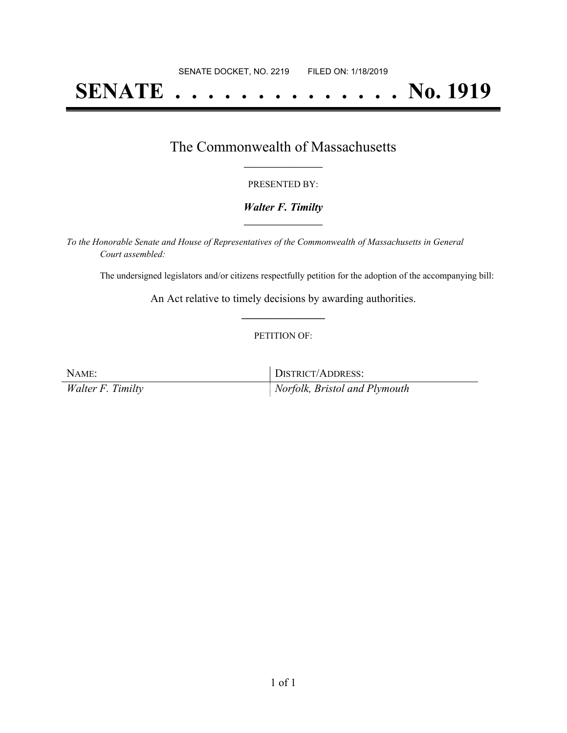SENATE DOCKET, NO. 2219        FILED ON: 1/18/2019

# SENATE . . . . . . . . . . . . . . No. 1919

## The Commonwealth of Massachusetts

PRESENTED BY:

***Walter F. Timilty***

*To the Honorable Senate and House of Representatives of the Commonwealth of Massachusetts in General Court assembled:*

The undersigned legislators and/or citizens respectfully petition for the adoption of the accompanying bill:

An Act relative to timely decisions by awarding authorities.

PETITION OF:

| NAME: | DISTRICT/ADDRESS: |
| --- | --- |
| *Walter F. Timilty* | *Norfolk, Bristol and Plymouth* |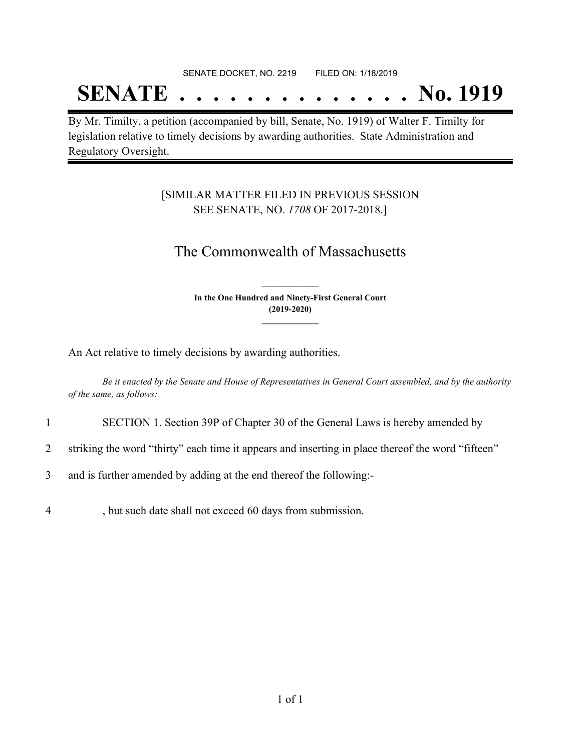SENATE DOCKET, NO. 2219        FILED ON: 1/18/2019

# SENATE . . . . . . . . . . . . . . No. 1919

By Mr. Timilty, a petition (accompanied by bill, Senate, No. 1919) of Walter F. Timilty for legislation relative to timely decisions by awarding authorities. State Administration and Regulatory Oversight.

[SIMILAR MATTER FILED IN PREVIOUS SESSION SEE SENATE, NO. *1708* OF 2017-2018.]

## The Commonwealth of Massachusetts

**In the One Hundred and Ninety-First General Court (2019-2020)**

An Act relative to timely decisions by awarding authorities.

*Be it enacted by the Senate and House of Representatives in General Court assembled, and by the authority of the same, as follows:*

1 SECTION 1. Section 39P of Chapter 30 of the General Laws is hereby amended by

2 striking the word "thirty" each time it appears and inserting in place thereof the word "fifteen"

3 and is further amended by adding at the end thereof the following:-

4 , but such date shall not exceed 60 days from submission.